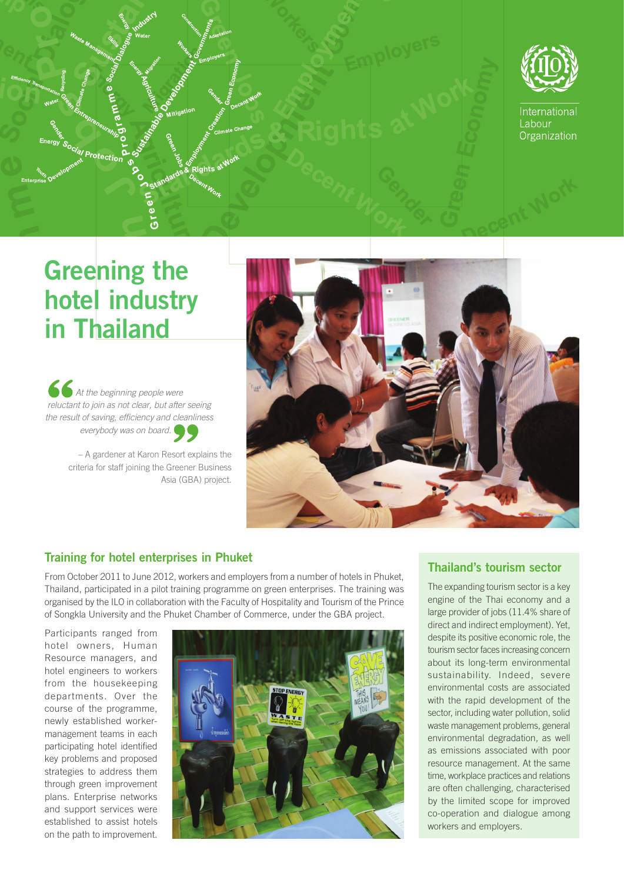International Labour Organization

# Greening the hotel industry in Thailand

> *At the beginning people were reluctant to join as not clear, but after seeing the result of saving, efficiency and cleanliness everybody was on board.*
>
> – A gardener at Karon Resort explains the criteria for staff joining the Greener Business Asia (GBA) project.

## Training for hotel enterprises in Phuket

From October 2011 to June 2012, workers and employers from a number of hotels in Phuket, Thailand, participated in a pilot training programme on green enterprises. The training was organised by the ILO in collaboration with the Faculty of Hospitality and Tourism of the Prince of Songkla University and the Phuket Chamber of Commerce, under the GBA project.

Participants ranged from hotel owners, Human Resource managers, and hotel engineers to workers from the housekeeping departments. Over the course of the programme, newly established worker-management teams in each participating hotel identified key problems and proposed strategies to address them through green improvement plans. Enterprise networks and support services were established to assist hotels on the path to improvement.

## Thailand's tourism sector

The expanding tourism sector is a key engine of the Thai economy and a large provider of jobs (11.4% share of direct and indirect employment). Yet, despite its positive economic role, the tourism sector faces increasing concern about its long-term environmental sustainability. Indeed, severe environmental costs are associated with the rapid development of the sector, including water pollution, solid waste management problems, general environmental degradation, as well as emissions associated with poor resource management. At the same time, workplace practices and relations are often challenging, characterised by the limited scope for improved co-operation and dialogue among workers and employers.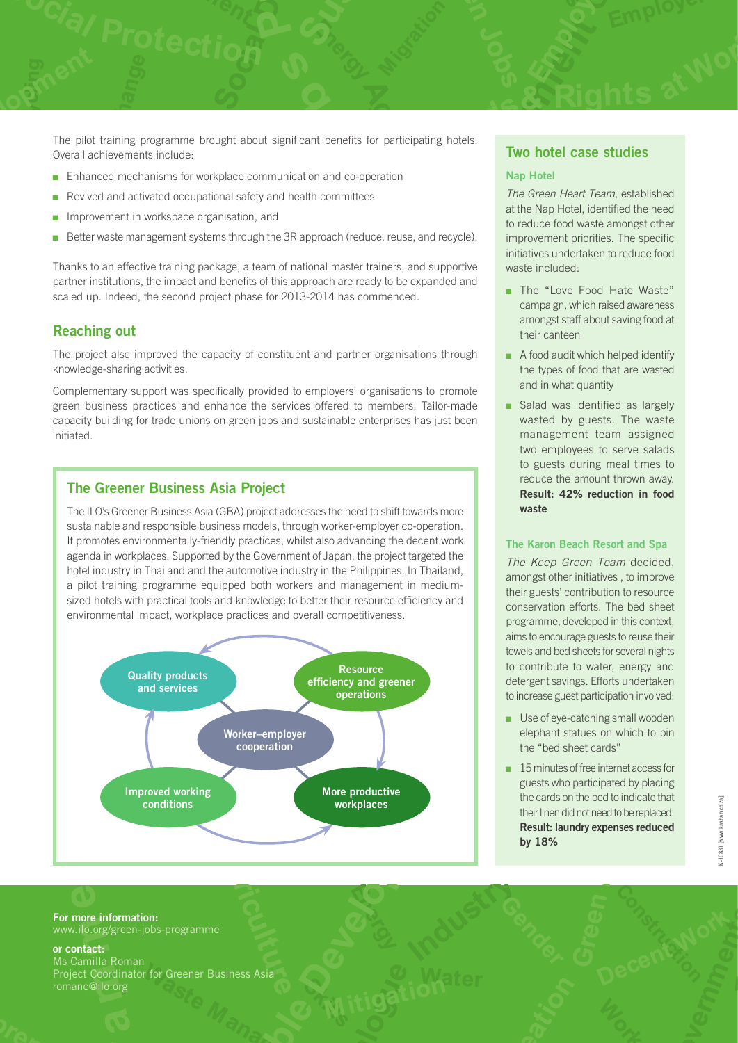The pilot training programme brought about significant benefits for participating hotels. Overall achievements include:

- Enhanced mechanisms for workplace communication and co-operation
- Revived and activated occupational safety and health committees
- Improvement in workspace organisation, and
- Better waste management systems through the 3R approach (reduce, reuse, and recycle).

Thanks to an effective training package, a team of national master trainers, and supportive partner institutions, the impact and benefits of this approach are ready to be expanded and scaled up. Indeed, the second project phase for 2013-2014 has commenced.

## Reaching out

The project also improved the capacity of constituent and partner organisations through knowledge-sharing activities.

Complementary support was specifically provided to employers' organisations to promote green business practices and enhance the services offered to members. Tailor-made capacity building for trade unions on green jobs and sustainable enterprises has just been initiated.

## The Greener Business Asia Project

The ILO's Greener Business Asia (GBA) project addresses the need to shift towards more sustainable and responsible business models, through worker-employer co-operation. It promotes environmentally-friendly practices, whilst also advancing the decent work agenda in workplaces. Supported by the Government of Japan, the project targeted the hotel industry in Thailand and the automotive industry in the Philippines. In Thailand, a pilot training programme equipped both workers and management in medium-sized hotels with practical tools and knowledge to better their resource efficiency and environmental impact, workplace practices and overall competitiveness.

Quality products and services

Resource efficiency and greener operations

Worker–employer cooperation

Improved working conditions

More productive workplaces

## Two hotel case studies

### Nap Hotel

*The Green Heart Team*, established at the Nap Hotel, identified the need to reduce food waste amongst other improvement priorities. The specific initiatives undertaken to reduce food waste included:

- The "Love Food Hate Waste" campaign, which raised awareness amongst staff about saving food at their canteen
- A food audit which helped identify the types of food that are wasted and in what quantity
- Salad was identified as largely wasted by guests. The waste management team assigned two employees to serve salads to guests during meal times to reduce the amount thrown away. **Result: 42% reduction in food waste**

### The Karon Beach Resort and Spa

*The Keep Green Team* decided, amongst other initiatives , to improve their guests' contribution to resource conservation efforts. The bed sheet programme, developed in this context, aims to encourage guests to reuse their towels and bed sheets for several nights to contribute to water, energy and detergent savings. Efforts undertaken to increase guest participation involved:

- Use of eye-catching small wooden elephant statues on which to pin the "bed sheet cards"
- 15 minutes of free internet access for guests who participated by placing the cards on the bed to indicate that their linen did not need to be replaced. **Result: laundry expenses reduced by 18%**

**For more information:**
www.ilo.org/green-jobs-programme

**or contact:**
Ms Camilla Roman
Project Coordinator for Greener Business Asia
romanc@ilo.org